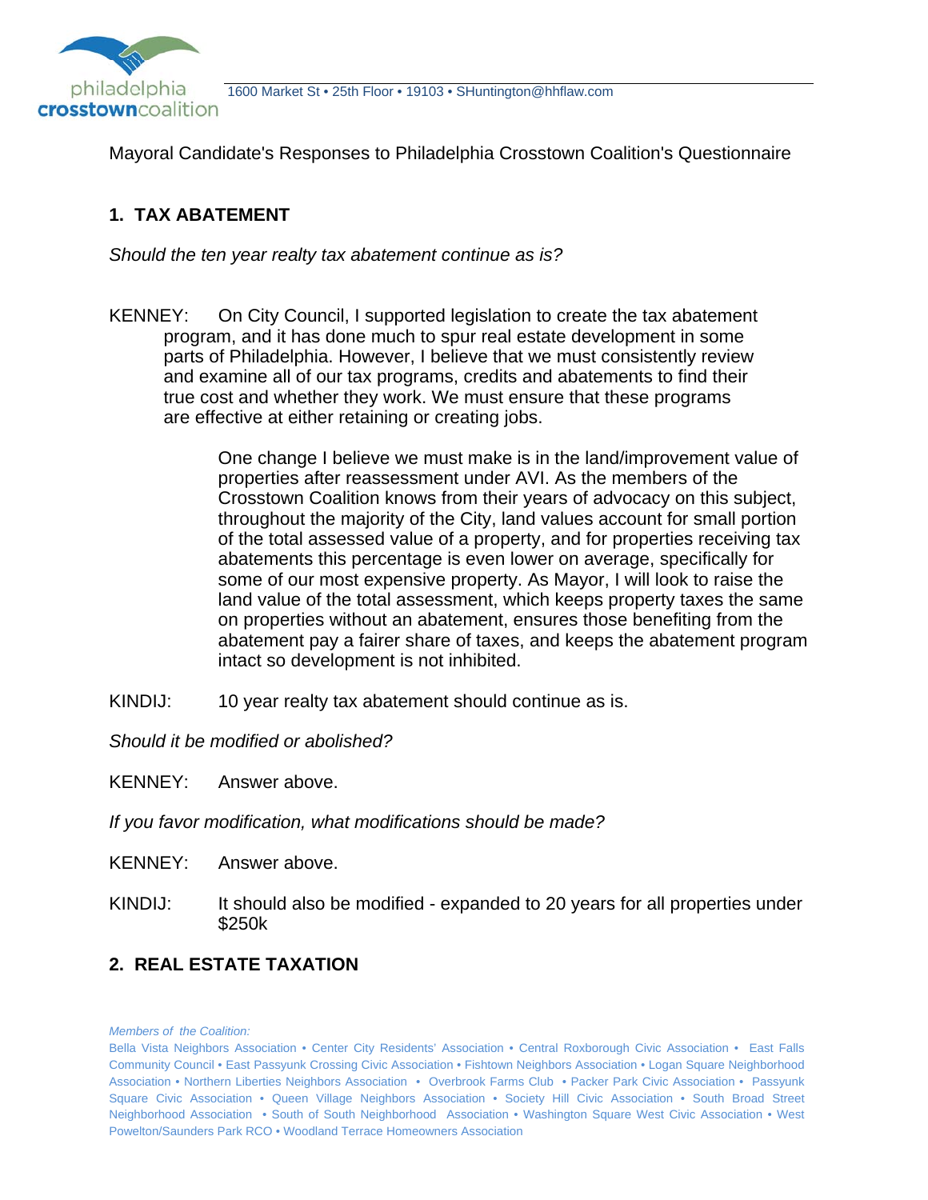philadelphia **crosstown**coalition

1600 Market St • 25th Floor • 19103 • SHuntington@hhflaw.com

Mayoral Candidate's Responses to Philadelphia Crosstown Coalition's Questionnaire

## 1. TAX ABATEMENT

*Should the ten year realty tax abatement continue as is?*

KENNEY: On City Council, I supported legislation to create the tax abatement program, and it has done much to spur real estate development in some parts of Philadelphia. However, I believe that we must consistently review and examine all of our tax programs, credits and abatements to find their true cost and whether they work. We must ensure that these programs are effective at either retaining or creating jobs.

One change I believe we must make is in the land/improvement value of properties after reassessment under AVI. As the members of the Crosstown Coalition knows from their years of advocacy on this subject, throughout the majority of the City, land values account for small portion of the total assessed value of a property, and for properties receiving tax abatements this percentage is even lower on average, specifically for some of our most expensive property. As Mayor, I will look to raise the land value of the total assessment, which keeps property taxes the same on properties without an abatement, ensures those benefiting from the abatement pay a fairer share of taxes, and keeps the abatement program intact so development is not inhibited.

KINDIJ: 10 year realty tax abatement should continue as is.

*Should it be modified or abolished?*

KENNEY: Answer above.

*If you favor modification, what modifications should be made?*

KENNEY: Answer above.

KINDIJ: It should also be modified - expanded to 20 years for all properties under $250k

## 2. REAL ESTATE TAXATION

*Members of the Coalition:*
Bella Vista Neighbors Association • Center City Residents' Association • Central Roxborough Civic Association • East Falls Community Council • East Passyunk Crossing Civic Association • Fishtown Neighbors Association • Logan Square Neighborhood Association • Northern Liberties Neighbors Association • Overbrook Farms Club • Packer Park Civic Association • Passyunk Square Civic Association • Queen Village Neighbors Association • Society Hill Civic Association • South Broad Street Neighborhood Association • South of South Neighborhood Association • Washington Square West Civic Association • West Powelton/Saunders Park RCO • Woodland Terrace Homeowners Association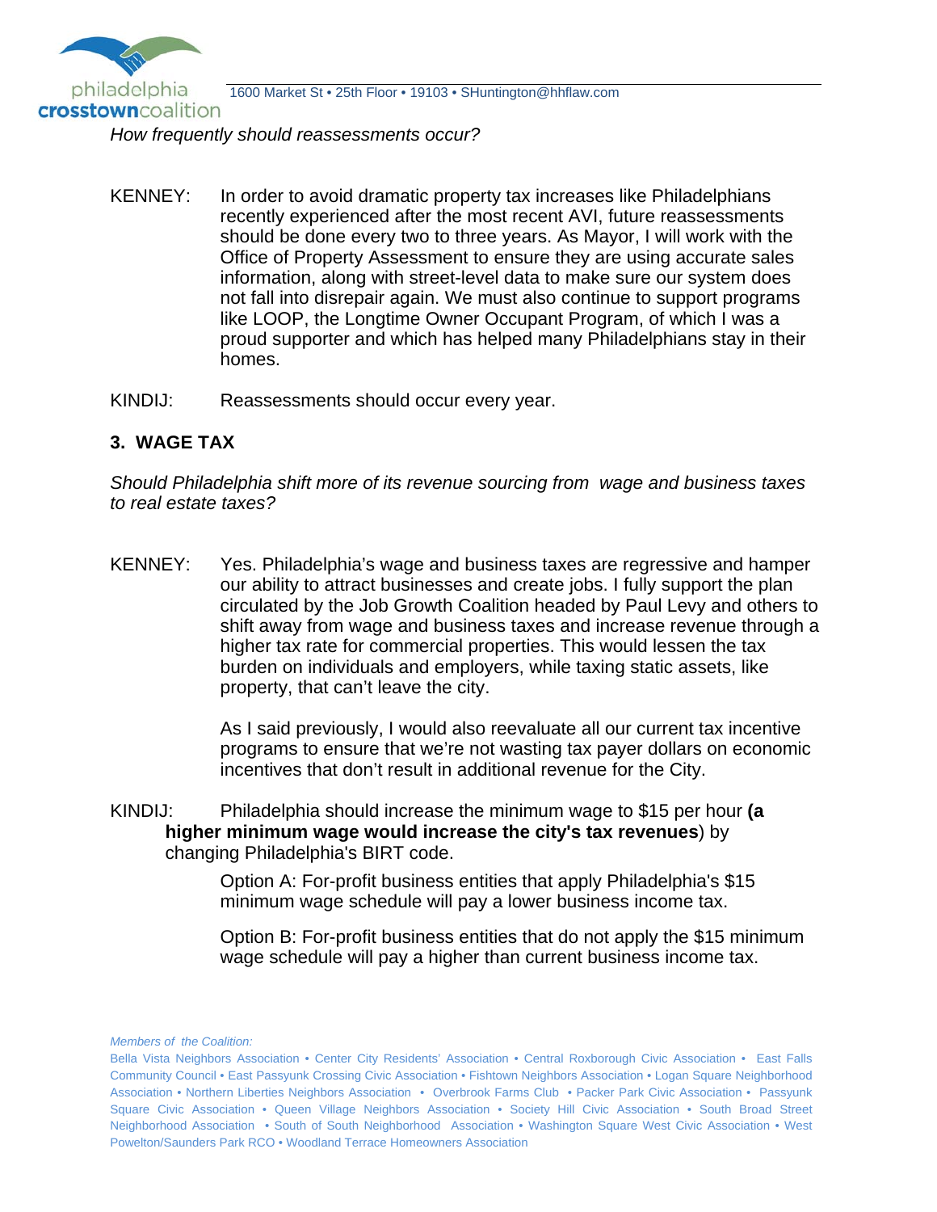*How frequently should reassessments occur?*

KENNEY: In order to avoid dramatic property tax increases like Philadelphians recently experienced after the most recent AVI, future reassessments should be done every two to three years. As Mayor, I will work with the Office of Property Assessment to ensure they are using accurate sales information, along with street-level data to make sure our system does not fall into disrepair again. We must also continue to support programs like LOOP, the Longtime Owner Occupant Program, of which I was a proud supporter and which has helped many Philadelphians stay in their homes.

KINDIJ: Reassessments should occur every year.

### 3. WAGE TAX

*Should Philadelphia shift more of its revenue sourcing from wage and business taxes to real estate taxes?*

KENNEY: Yes. Philadelphia's wage and business taxes are regressive and hamper our ability to attract businesses and create jobs. I fully support the plan circulated by the Job Growth Coalition headed by Paul Levy and others to shift away from wage and business taxes and increase revenue through a higher tax rate for commercial properties. This would lessen the tax burden on individuals and employers, while taxing static assets, like property, that can't leave the city.

As I said previously, I would also reevaluate all our current tax incentive programs to ensure that we're not wasting tax payer dollars on economic incentives that don't result in additional revenue for the City.

KINDIJ: Philadelphia should increase the minimum wage to $15 per hour **(a higher minimum wage would increase the city's tax revenues**) by changing Philadelphia's BIRT code.

Option A: For-profit business entities that apply Philadelphia's $15 minimum wage schedule will pay a lower business income tax.

Option B: For-profit business entities that do not apply the $15 minimum wage schedule will pay a higher than current business income tax.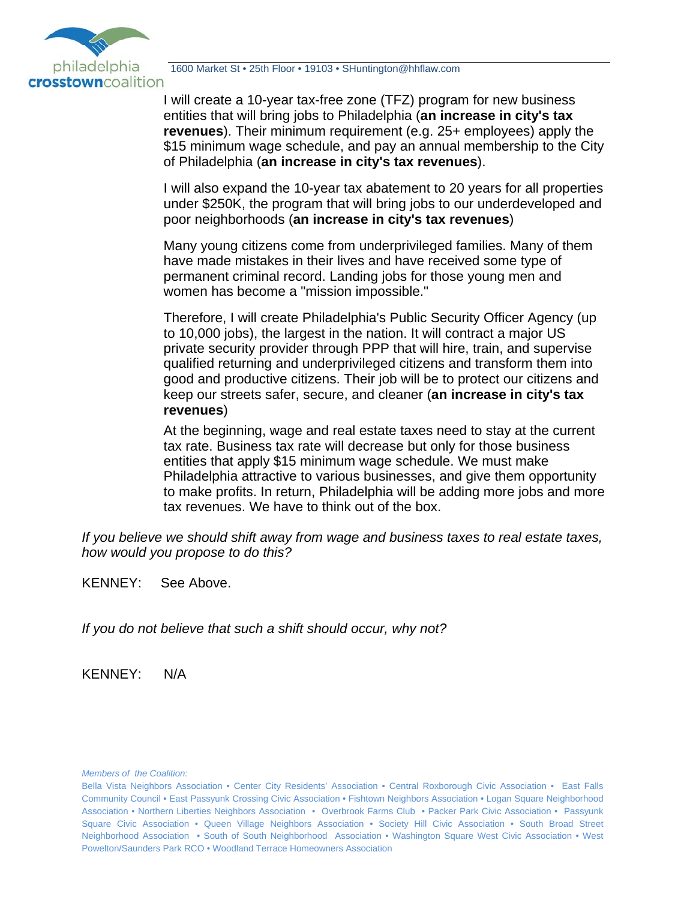I will create a 10-year tax-free zone (TFZ) program for new business entities that will bring jobs to Philadelphia (**an increase in city's tax revenues**). Their minimum requirement (e.g. 25+ employees) apply the $15 minimum wage schedule, and pay an annual membership to the City of Philadelphia (**an increase in city's tax revenues**).

I will also expand the 10-year tax abatement to 20 years for all properties under $250K, the program that will bring jobs to our underdeveloped and poor neighborhoods (**an increase in city's tax revenues**)

Many young citizens come from underprivileged families. Many of them have made mistakes in their lives and have received some type of permanent criminal record. Landing jobs for those young men and women has become a "mission impossible."

Therefore, I will create Philadelphia's Public Security Officer Agency (up to 10,000 jobs), the largest in the nation. It will contract a major US private security provider through PPP that will hire, train, and supervise qualified returning and underprivileged citizens and transform them into good and productive citizens. Their job will be to protect our citizens and keep our streets safer, secure, and cleaner (**an increase in city's tax revenues**)

At the beginning, wage and real estate taxes need to stay at the current tax rate. Business tax rate will decrease but only for those business entities that apply $15 minimum wage schedule. We must make Philadelphia attractive to various businesses, and give them opportunity to make profits. In return, Philadelphia will be adding more jobs and more tax revenues. We have to think out of the box.

*If you believe we should shift away from wage and business taxes to real estate taxes, how would you propose to do this?*

KENNEY: See Above.

*If you do not believe that such a shift should occur, why not?*

KENNEY: N/A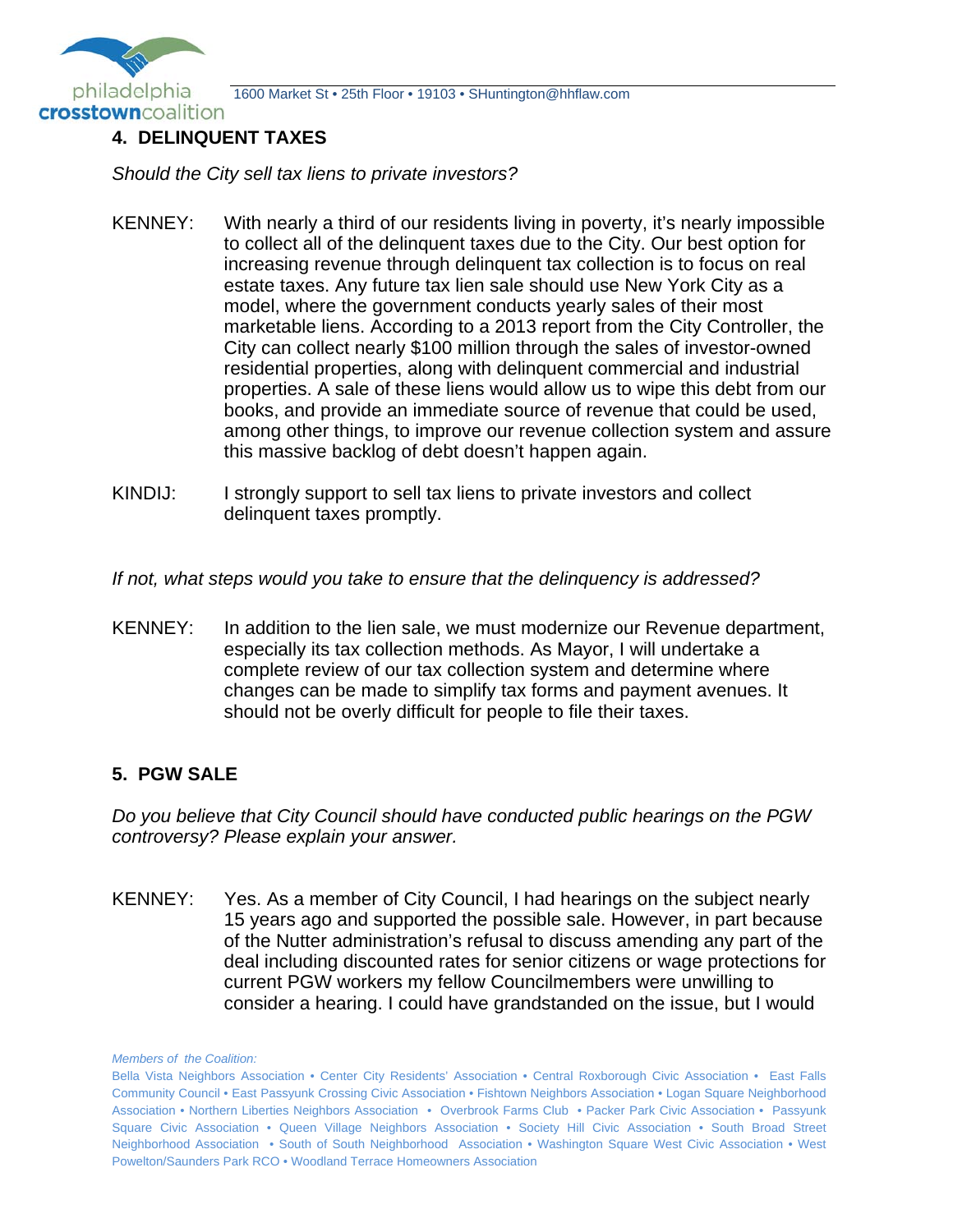## 4. DELINQUENT TAXES

*Should the City sell tax liens to private investors?*

KENNEY: With nearly a third of our residents living in poverty, it's nearly impossible to collect all of the delinquent taxes due to the City. Our best option for increasing revenue through delinquent tax collection is to focus on real estate taxes. Any future tax lien sale should use New York City as a model, where the government conducts yearly sales of their most marketable liens. According to a 2013 report from the City Controller, the City can collect nearly $100 million through the sales of investor-owned residential properties, along with delinquent commercial and industrial properties. A sale of these liens would allow us to wipe this debt from our books, and provide an immediate source of revenue that could be used, among other things, to improve our revenue collection system and assure this massive backlog of debt doesn't happen again.

KINDIJ: I strongly support to sell tax liens to private investors and collect delinquent taxes promptly.

*If not, what steps would you take to ensure that the delinquency is addressed?*

KENNEY: In addition to the lien sale, we must modernize our Revenue department, especially its tax collection methods. As Mayor, I will undertake a complete review of our tax collection system and determine where changes can be made to simplify tax forms and payment avenues. It should not be overly difficult for people to file their taxes.

## 5. PGW SALE

*Do you believe that City Council should have conducted public hearings on the PGW controversy? Please explain your answer.*

KENNEY: Yes. As a member of City Council, I had hearings on the subject nearly 15 years ago and supported the possible sale. However, in part because of the Nutter administration's refusal to discuss amending any part of the deal including discounted rates for senior citizens or wage protections for current PGW workers my fellow Councilmembers were unwilling to consider a hearing. I could have grandstanded on the issue, but I would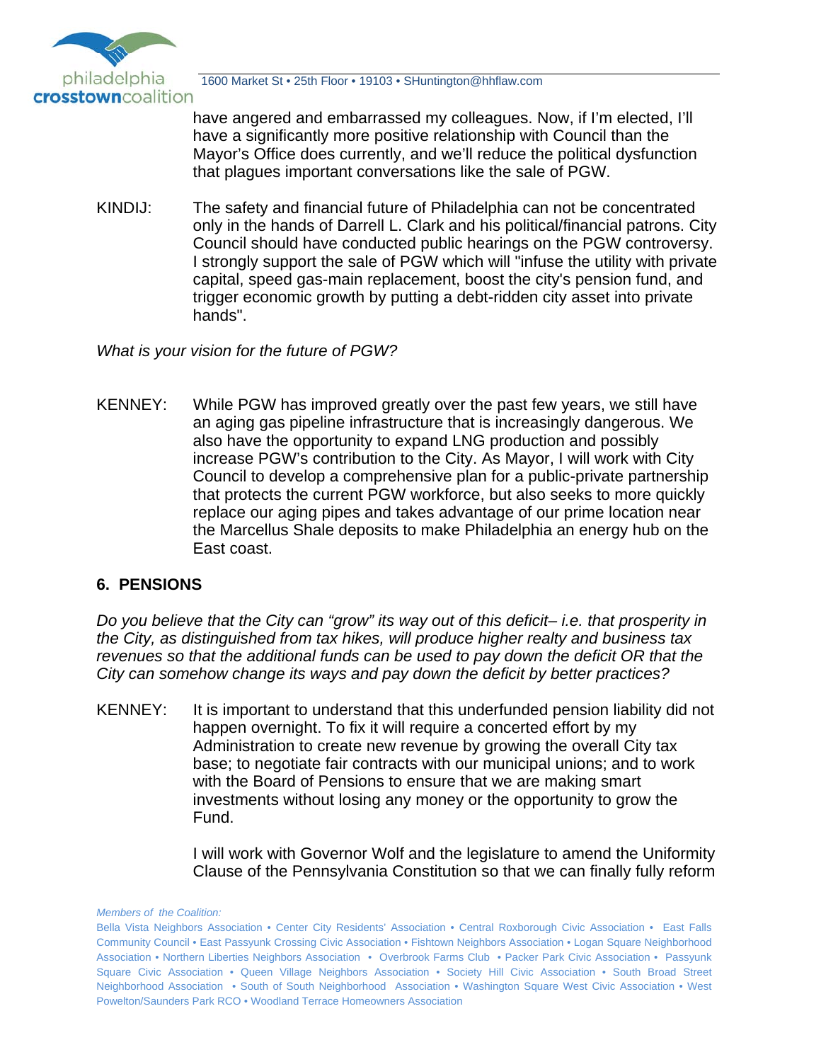have angered and embarrassed my colleagues. Now, if I'm elected, I'll have a significantly more positive relationship with Council than the Mayor's Office does currently, and we'll reduce the political dysfunction that plagues important conversations like the sale of PGW.

KINDIJ: The safety and financial future of Philadelphia can not be concentrated only in the hands of Darrell L. Clark and his political/financial patrons. City Council should have conducted public hearings on the PGW controversy. I strongly support the sale of PGW which will "infuse the utility with private capital, speed gas-main replacement, boost the city's pension fund, and trigger economic growth by putting a debt-ridden city asset into private hands".

*What is your vision for the future of PGW?*

KENNEY: While PGW has improved greatly over the past few years, we still have an aging gas pipeline infrastructure that is increasingly dangerous. We also have the opportunity to expand LNG production and possibly increase PGW's contribution to the City. As Mayor, I will work with City Council to develop a comprehensive plan for a public-private partnership that protects the current PGW workforce, but also seeks to more quickly replace our aging pipes and takes advantage of our prime location near the Marcellus Shale deposits to make Philadelphia an energy hub on the East coast.

## 6. PENSIONS

*Do you believe that the City can "grow" its way out of this deficit– i.e. that prosperity in the City, as distinguished from tax hikes, will produce higher realty and business tax revenues so that the additional funds can be used to pay down the deficit OR that the City can somehow change its ways and pay down the deficit by better practices?*

KENNEY: It is important to understand that this underfunded pension liability did not happen overnight. To fix it will require a concerted effort by my Administration to create new revenue by growing the overall City tax base; to negotiate fair contracts with our municipal unions; and to work with the Board of Pensions to ensure that we are making smart investments without losing any money or the opportunity to grow the Fund.

I will work with Governor Wolf and the legislature to amend the Uniformity Clause of the Pennsylvania Constitution so that we can finally fully reform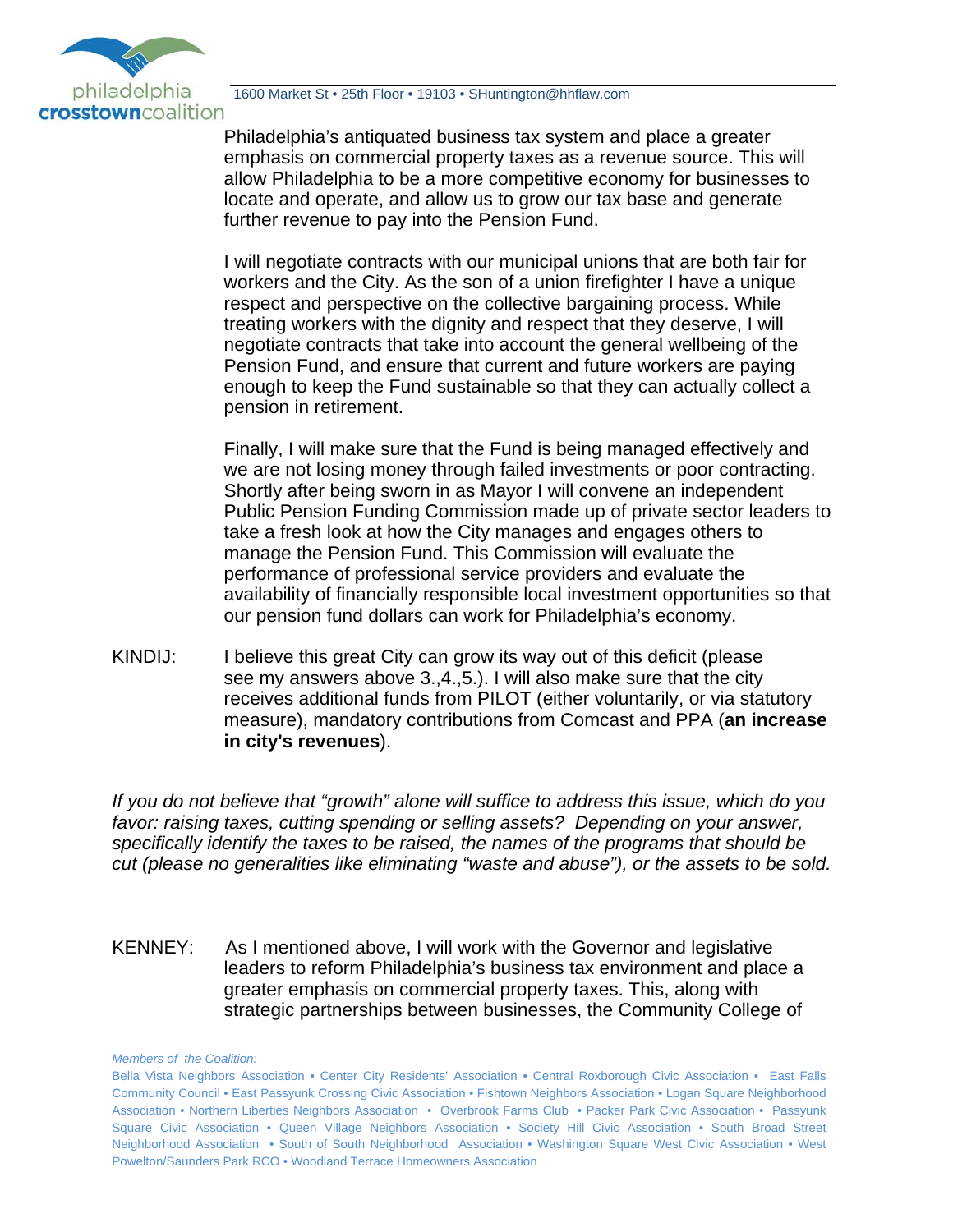Philadelphia's antiquated business tax system and place a greater emphasis on commercial property taxes as a revenue source. This will allow Philadelphia to be a more competitive economy for businesses to locate and operate, and allow us to grow our tax base and generate further revenue to pay into the Pension Fund.

I will negotiate contracts with our municipal unions that are both fair for workers and the City. As the son of a union firefighter I have a unique respect and perspective on the collective bargaining process. While treating workers with the dignity and respect that they deserve, I will negotiate contracts that take into account the general wellbeing of the Pension Fund, and ensure that current and future workers are paying enough to keep the Fund sustainable so that they can actually collect a pension in retirement.

Finally, I will make sure that the Fund is being managed effectively and we are not losing money through failed investments or poor contracting. Shortly after being sworn in as Mayor I will convene an independent Public Pension Funding Commission made up of private sector leaders to take a fresh look at how the City manages and engages others to manage the Pension Fund. This Commission will evaluate the performance of professional service providers and evaluate the availability of financially responsible local investment opportunities so that our pension fund dollars can work for Philadelphia's economy.

KINDIJ: I believe this great City can grow its way out of this deficit (please see my answers above 3.,4.,5.). I will also make sure that the city receives additional funds from PILOT (either voluntarily, or via statutory measure), mandatory contributions from Comcast and PPA (**an increase in city's revenues**).

*If you do not believe that "growth" alone will suffice to address this issue, which do you favor: raising taxes, cutting spending or selling assets? Depending on your answer, specifically identify the taxes to be raised, the names of the programs that should be cut (please no generalities like eliminating "waste and abuse"), or the assets to be sold.*

KENNEY: As I mentioned above, I will work with the Governor and legislative leaders to reform Philadelphia's business tax environment and place a greater emphasis on commercial property taxes. This, along with strategic partnerships between businesses, the Community College of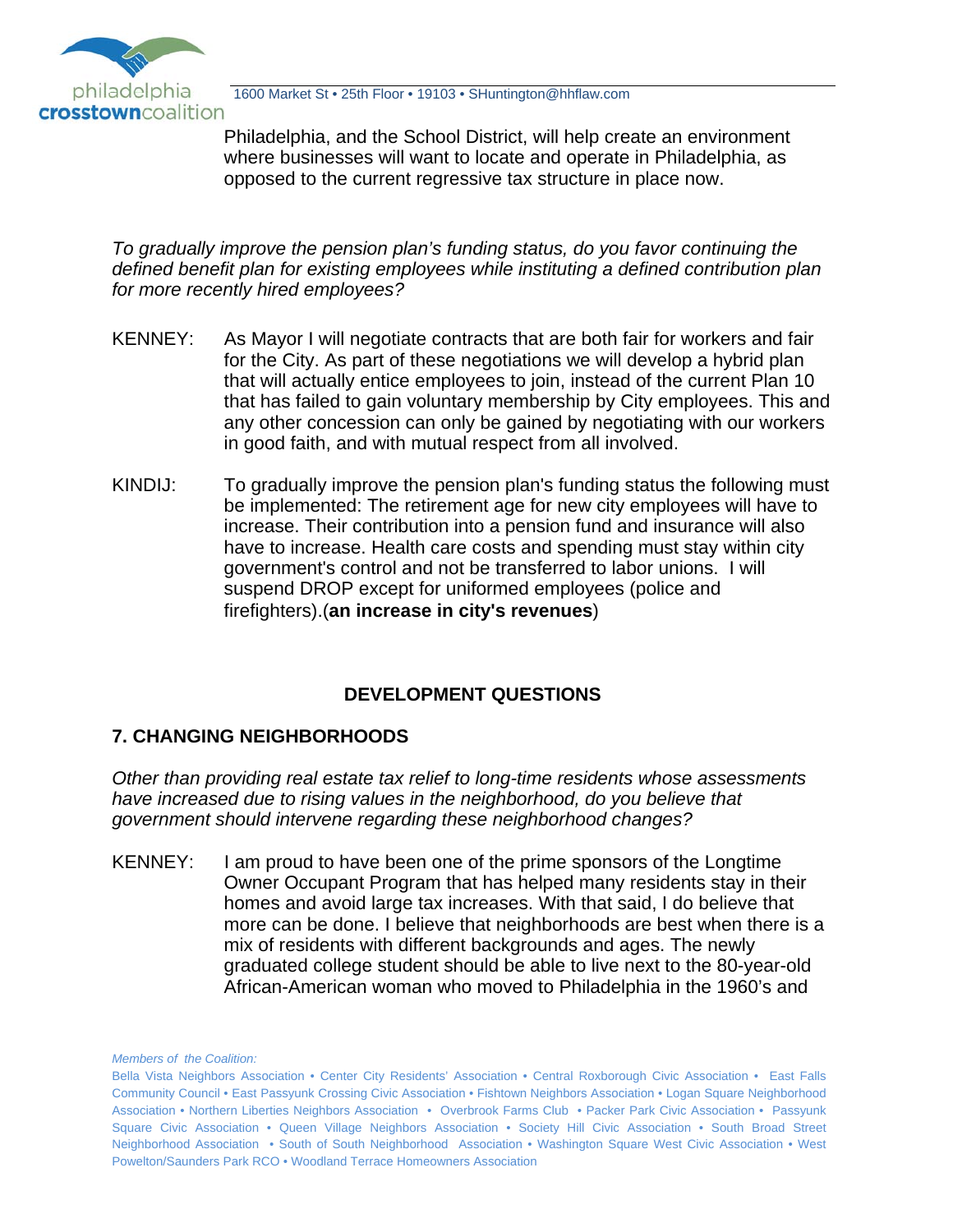Philadelphia, and the School District, will help create an environment where businesses will want to locate and operate in Philadelphia, as opposed to the current regressive tax structure in place now.

*To gradually improve the pension plan's funding status, do you favor continuing the defined benefit plan for existing employees while instituting a defined contribution plan for more recently hired employees?*

KENNEY: As Mayor I will negotiate contracts that are both fair for workers and fair for the City. As part of these negotiations we will develop a hybrid plan that will actually entice employees to join, instead of the current Plan 10 that has failed to gain voluntary membership by City employees. This and any other concession can only be gained by negotiating with our workers in good faith, and with mutual respect from all involved.

KINDIJ: To gradually improve the pension plan's funding status the following must be implemented: The retirement age for new city employees will have to increase. Their contribution into a pension fund and insurance will also have to increase. Health care costs and spending must stay within city government's control and not be transferred to labor unions. I will suspend DROP except for uniformed employees (police and firefighters).(**an increase in city's revenues**)

## DEVELOPMENT QUESTIONS

### 7. CHANGING NEIGHBORHOODS

*Other than providing real estate tax relief to long-time residents whose assessments have increased due to rising values in the neighborhood, do you believe that government should intervene regarding these neighborhood changes?*

KENNEY: I am proud to have been one of the prime sponsors of the Longtime Owner Occupant Program that has helped many residents stay in their homes and avoid large tax increases. With that said, I do believe that more can be done. I believe that neighborhoods are best when there is a mix of residents with different backgrounds and ages. The newly graduated college student should be able to live next to the 80-year-old African-American woman who moved to Philadelphia in the 1960's and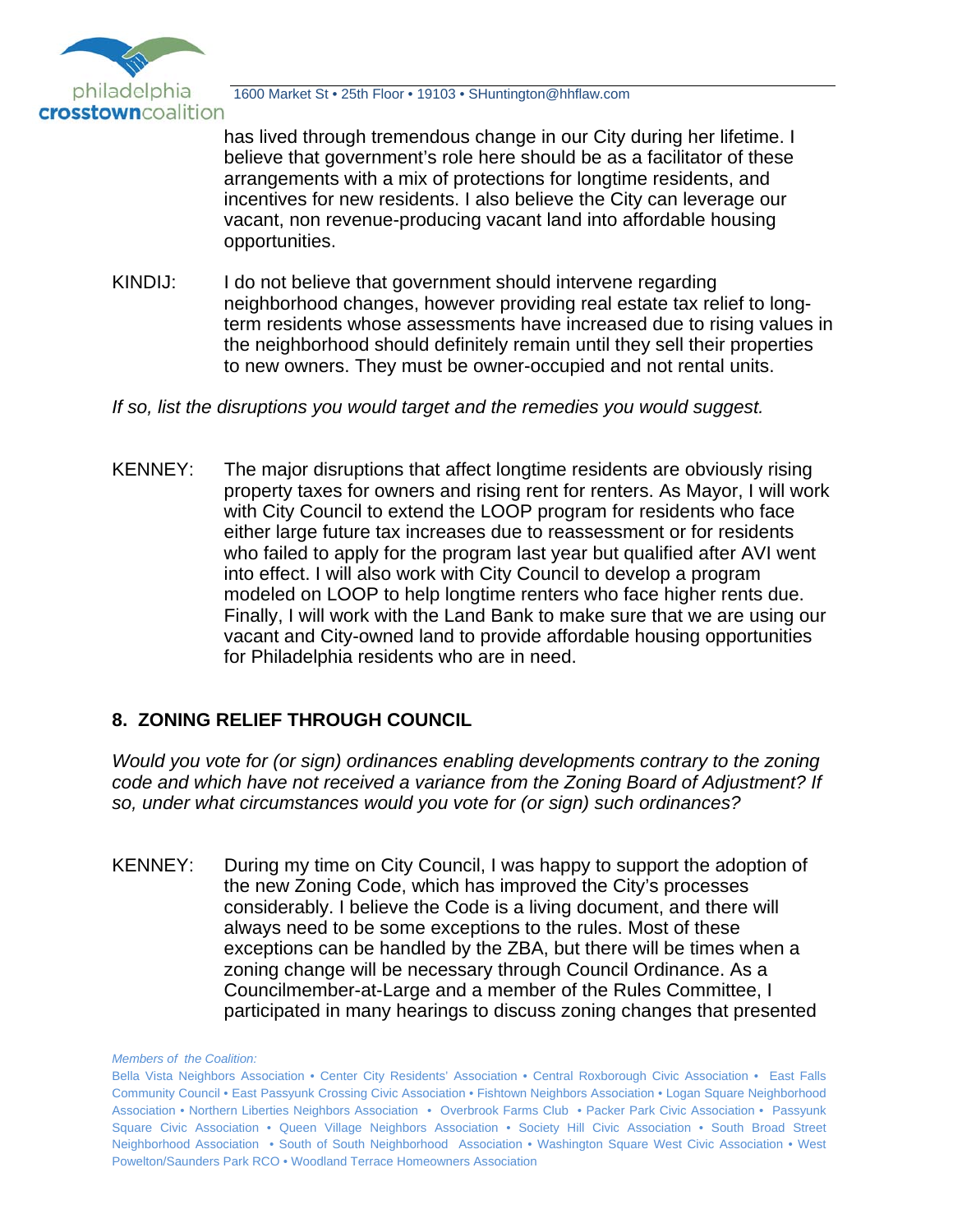has lived through tremendous change in our City during her lifetime. I believe that government's role here should be as a facilitator of these arrangements with a mix of protections for longtime residents, and incentives for new residents. I also believe the City can leverage our vacant, non revenue-producing vacant land into affordable housing opportunities.

KINDIJ: I do not believe that government should intervene regarding neighborhood changes, however providing real estate tax relief to long-term residents whose assessments have increased due to rising values in the neighborhood should definitely remain until they sell their properties to new owners. They must be owner-occupied and not rental units.

*If so, list the disruptions you would target and the remedies you would suggest.*

KENNEY: The major disruptions that affect longtime residents are obviously rising property taxes for owners and rising rent for renters. As Mayor, I will work with City Council to extend the LOOP program for residents who face either large future tax increases due to reassessment or for residents who failed to apply for the program last year but qualified after AVI went into effect. I will also work with City Council to develop a program modeled on LOOP to help longtime renters who face higher rents due. Finally, I will work with the Land Bank to make sure that we are using our vacant and City-owned land to provide affordable housing opportunities for Philadelphia residents who are in need.

## 8. ZONING RELIEF THROUGH COUNCIL

*Would you vote for (or sign) ordinances enabling developments contrary to the zoning code and which have not received a variance from the Zoning Board of Adjustment? If so, under what circumstances would you vote for (or sign) such ordinances?*

KENNEY: During my time on City Council, I was happy to support the adoption of the new Zoning Code, which has improved the City's processes considerably. I believe the Code is a living document, and there will always need to be some exceptions to the rules. Most of these exceptions can be handled by the ZBA, but there will be times when a zoning change will be necessary through Council Ordinance. As a Councilmember-at-Large and a member of the Rules Committee, I participated in many hearings to discuss zoning changes that presented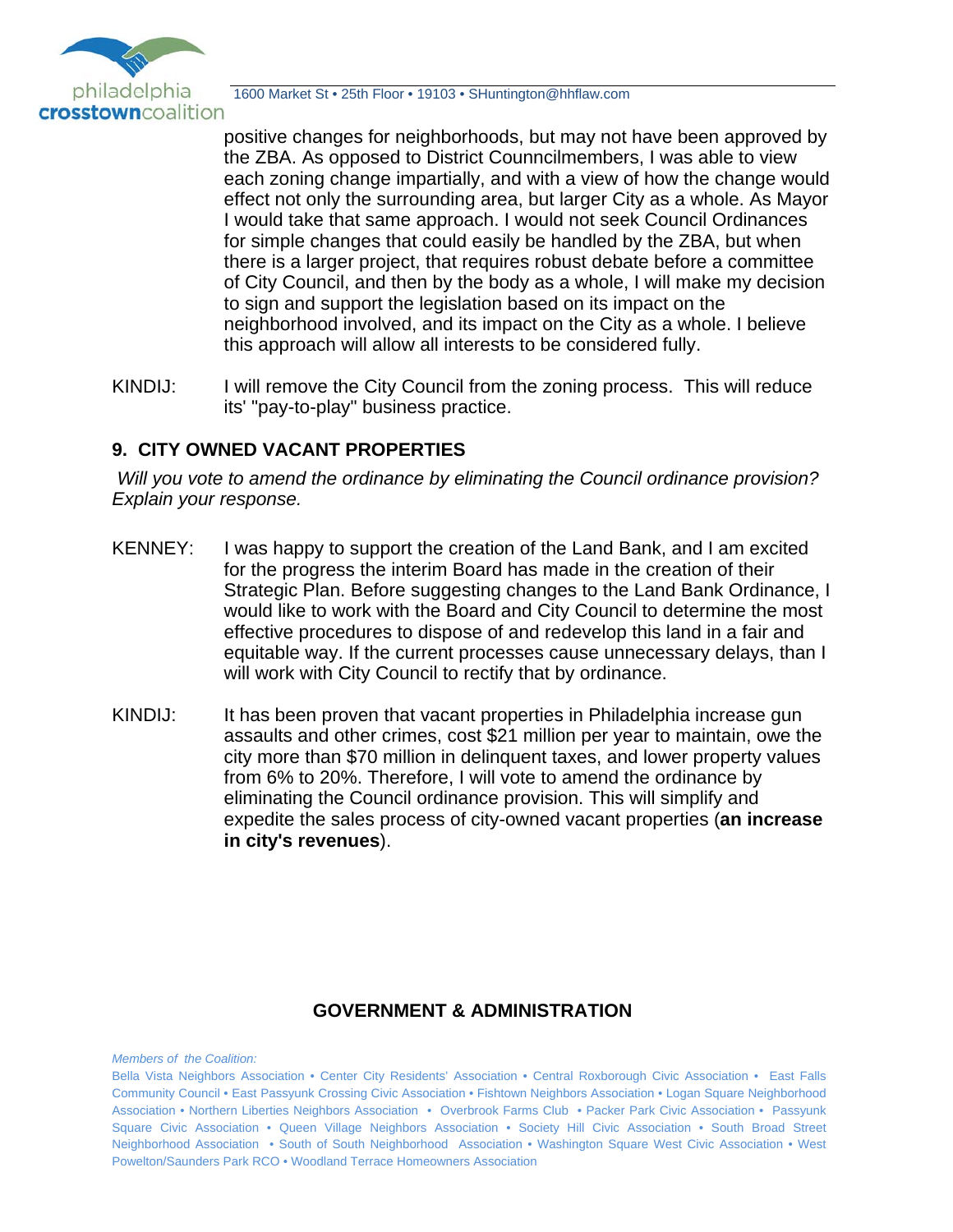positive changes for neighborhoods, but may not have been approved by the ZBA. As opposed to District Councnilmembers, I was able to view each zoning change impartially, and with a view of how the change would effect not only the surrounding area, but larger City as a whole. As Mayor I would take that same approach. I would not seek Council Ordinances for simple changes that could easily be handled by the ZBA, but when there is a larger project, that requires robust debate before a committee of City Council, and then by the body as a whole, I will make my decision to sign and support the legislation based on its impact on the neighborhood involved, and its impact on the City as a whole. I believe this approach will allow all interests to be considered fully.

KINDIJ: I will remove the City Council from the zoning process. This will reduce its' "pay-to-play" business practice.

### 9. CITY OWNED VACANT PROPERTIES

*Will you vote to amend the ordinance by eliminating the Council ordinance provision? Explain your response.*

KENNEY: I was happy to support the creation of the Land Bank, and I am excited for the progress the interim Board has made in the creation of their Strategic Plan. Before suggesting changes to the Land Bank Ordinance, I would like to work with the Board and City Council to determine the most effective procedures to dispose of and redevelop this land in a fair and equitable way. If the current processes cause unnecessary delays, than I will work with City Council to rectify that by ordinance.

KINDIJ: It has been proven that vacant properties in Philadelphia increase gun assaults and other crimes, cost $21 million per year to maintain, owe the city more than $70 million in delinquent taxes, and lower property values from 6% to 20%. Therefore, I will vote to amend the ordinance by eliminating the Council ordinance provision. This will simplify and expedite the sales process of city-owned vacant properties (**an increase in city's revenues**).

## GOVERNMENT & ADMINISTRATION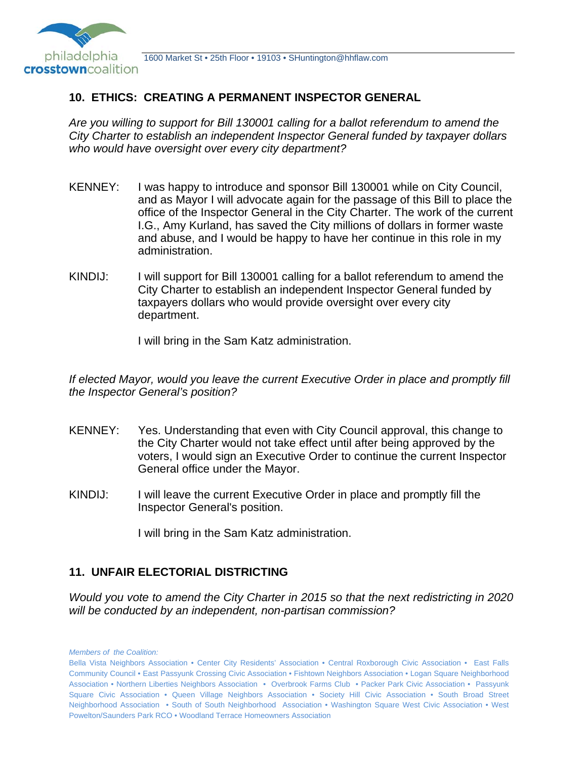## 10. ETHICS: CREATING A PERMANENT INSPECTOR GENERAL

*Are you willing to support for Bill 130001 calling for a ballot referendum to amend the City Charter to establish an independent Inspector General funded by taxpayer dollars who would have oversight over every city department?*

KENNEY: I was happy to introduce and sponsor Bill 130001 while on City Council, and as Mayor I will advocate again for the passage of this Bill to place the office of the Inspector General in the City Charter. The work of the current I.G., Amy Kurland, has saved the City millions of dollars in former waste and abuse, and I would be happy to have her continue in this role in my administration.

KINDIJ: I will support for Bill 130001 calling for a ballot referendum to amend the City Charter to establish an independent Inspector General funded by taxpayers dollars who would provide oversight over every city department.

I will bring in the Sam Katz administration.

*If elected Mayor, would you leave the current Executive Order in place and promptly fill the Inspector General's position?*

KENNEY: Yes. Understanding that even with City Council approval, this change to the City Charter would not take effect until after being approved by the voters, I would sign an Executive Order to continue the current Inspector General office under the Mayor.

KINDIJ: I will leave the current Executive Order in place and promptly fill the Inspector General's position.

I will bring in the Sam Katz administration.

## 11. UNFAIR ELECTORIAL DISTRICTING

*Would you vote to amend the City Charter in 2015 so that the next redistricting in 2020 will be conducted by an independent, non-partisan commission?*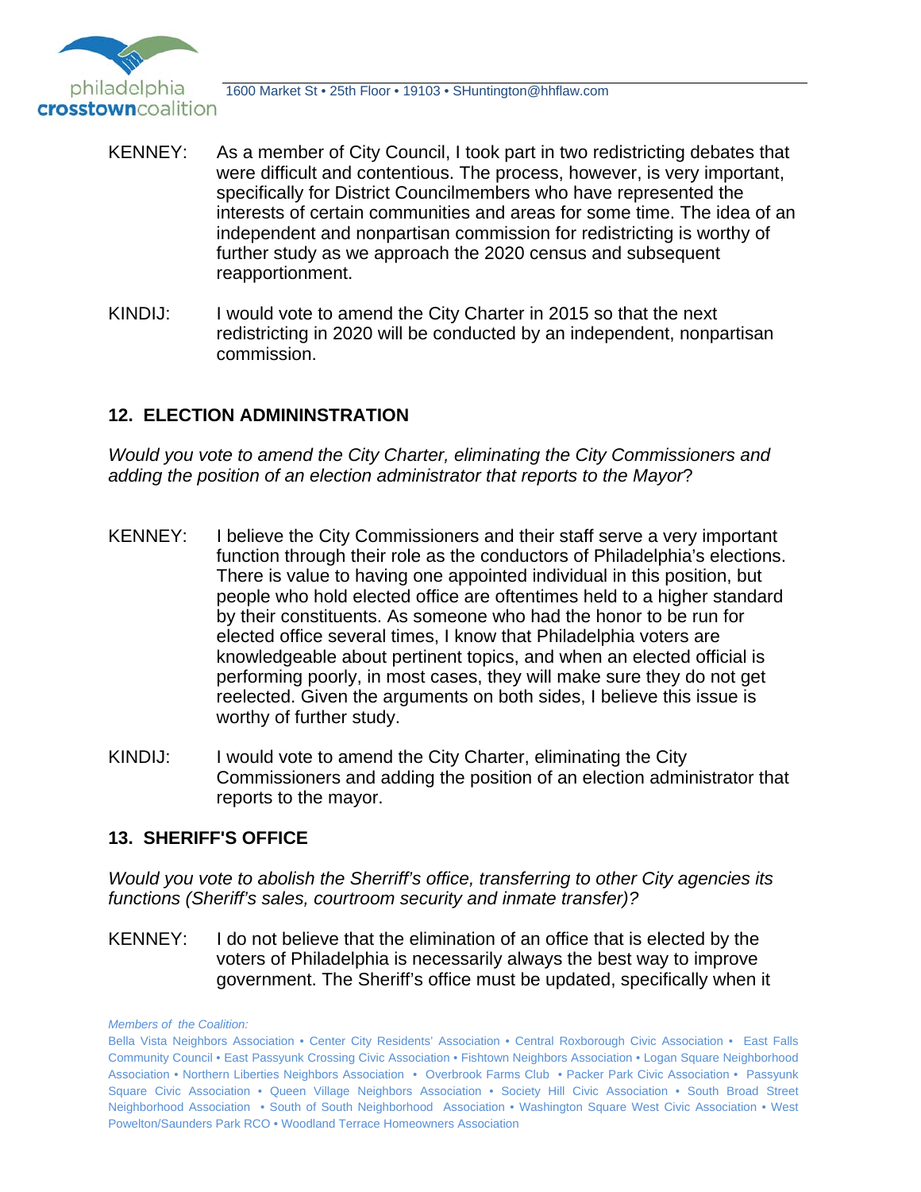KENNEY: As a member of City Council, I took part in two redistricting debates that were difficult and contentious. The process, however, is very important, specifically for District Councilmembers who have represented the interests of certain communities and areas for some time. The idea of an independent and nonpartisan commission for redistricting is worthy of further study as we approach the 2020 census and subsequent reapportionment.

KINDIJ: I would vote to amend the City Charter in 2015 so that the next redistricting in 2020 will be conducted by an independent, nonpartisan commission.

## 12. ELECTION ADMININSTRATION

*Would you vote to amend the City Charter, eliminating the City Commissioners and adding the position of an election administrator that reports to the Mayor*?

KENNEY: I believe the City Commissioners and their staff serve a very important function through their role as the conductors of Philadelphia's elections. There is value to having one appointed individual in this position, but people who hold elected office are oftentimes held to a higher standard by their constituents. As someone who had the honor to be run for elected office several times, I know that Philadelphia voters are knowledgeable about pertinent topics, and when an elected official is performing poorly, in most cases, they will make sure they do not get reelected. Given the arguments on both sides, I believe this issue is worthy of further study.

KINDIJ: I would vote to amend the City Charter, eliminating the City Commissioners and adding the position of an election administrator that reports to the mayor.

## 13. SHERIFF'S OFFICE

*Would you vote to abolish the Sherriff's office, transferring to other City agencies its functions (Sheriff's sales, courtroom security and inmate transfer)?*

KENNEY: I do not believe that the elimination of an office that is elected by the voters of Philadelphia is necessarily always the best way to improve government. The Sheriff's office must be updated, specifically when it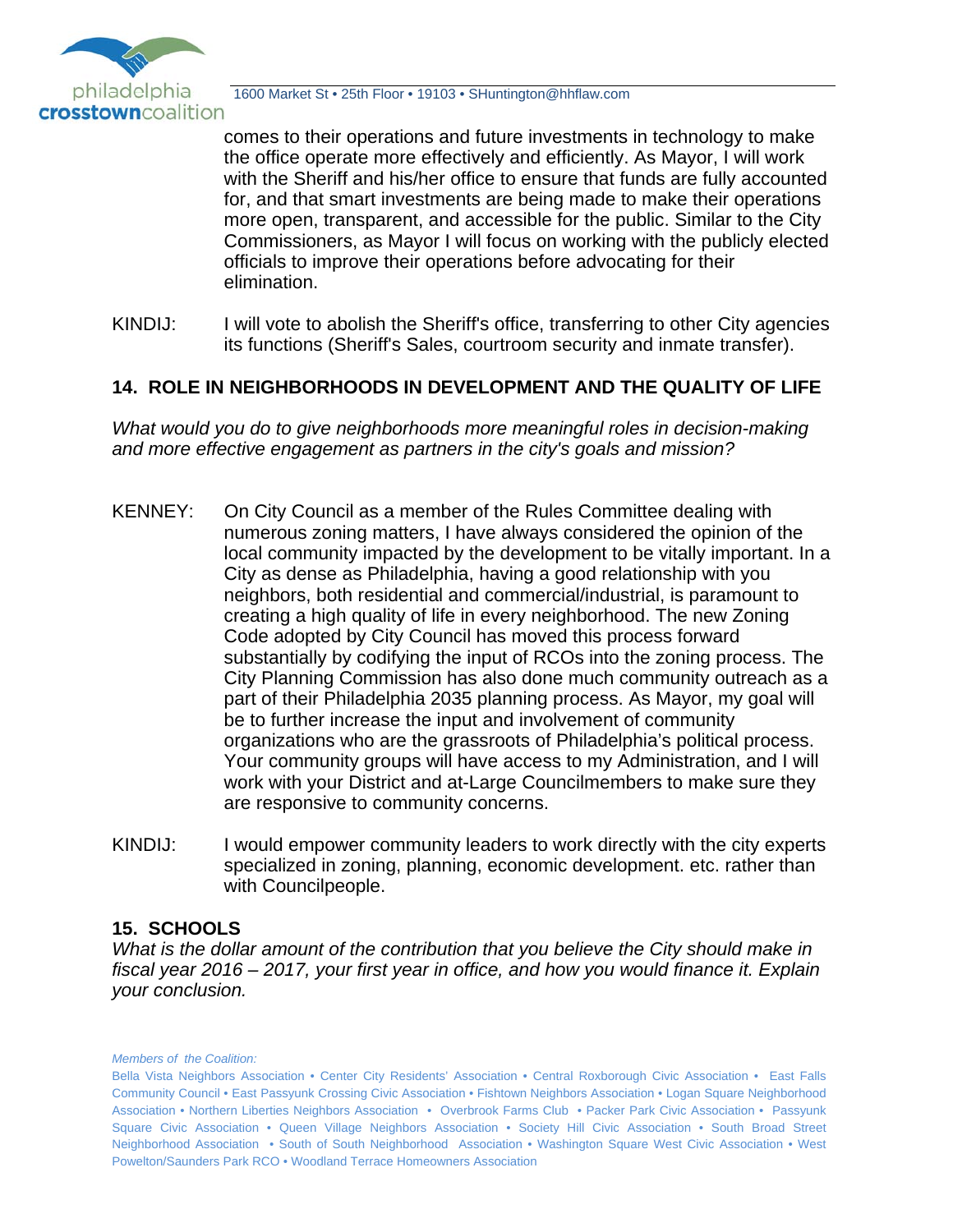comes to their operations and future investments in technology to make the office operate more effectively and efficiently. As Mayor, I will work with the Sheriff and his/her office to ensure that funds are fully accounted for, and that smart investments are being made to make their operations more open, transparent, and accessible for the public. Similar to the City Commissioners, as Mayor I will focus on working with the publicly elected officials to improve their operations before advocating for their elimination.

KINDIJ: I will vote to abolish the Sheriff's office, transferring to other City agencies its functions (Sheriff's Sales, courtroom security and inmate transfer).

## 14. ROLE IN NEIGHBORHOODS IN DEVELOPMENT AND THE QUALITY OF LIFE

*What would you do to give neighborhoods more meaningful roles in decision-making and more effective engagement as partners in the city's goals and mission?*

KENNEY: On City Council as a member of the Rules Committee dealing with numerous zoning matters, I have always considered the opinion of the local community impacted by the development to be vitally important. In a City as dense as Philadelphia, having a good relationship with you neighbors, both residential and commercial/industrial, is paramount to creating a high quality of life in every neighborhood. The new Zoning Code adopted by City Council has moved this process forward substantially by codifying the input of RCOs into the zoning process. The City Planning Commission has also done much community outreach as a part of their Philadelphia 2035 planning process. As Mayor, my goal will be to further increase the input and involvement of community organizations who are the grassroots of Philadelphia's political process. Your community groups will have access to my Administration, and I will work with your District and at-Large Councilmembers to make sure they are responsive to community concerns.

KINDIJ: I would empower community leaders to work directly with the city experts specialized in zoning, planning, economic development. etc. rather than with Councilpeople.

## 15. SCHOOLS

*What is the dollar amount of the contribution that you believe the City should make in fiscal year 2016 – 2017, your first year in office, and how you would finance it. Explain your conclusion.*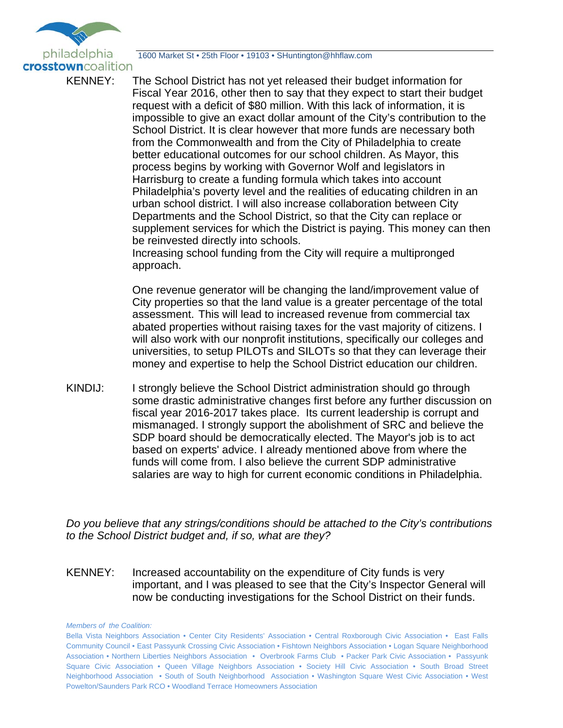KENNEY: The School District has not yet released their budget information for Fiscal Year 2016, other then to say that they expect to start their budget request with a deficit of $80 million. With this lack of information, it is impossible to give an exact dollar amount of the City's contribution to the School District. It is clear however that more funds are necessary both from the Commonwealth and from the City of Philadelphia to create better educational outcomes for our school children. As Mayor, this process begins by working with Governor Wolf and legislators in Harrisburg to create a funding formula which takes into account Philadelphia's poverty level and the realities of educating children in an urban school district. I will also increase collaboration between City Departments and the School District, so that the City can replace or supplement services for which the District is paying. This money can then be reinvested directly into schools.
Increasing school funding from the City will require a multipronged approach.

One revenue generator will be changing the land/improvement value of City properties so that the land value is a greater percentage of the total assessment. This will lead to increased revenue from commercial tax abated properties without raising taxes for the vast majority of citizens. I will also work with our nonprofit institutions, specifically our colleges and universities, to setup PILOTs and SILOTs so that they can leverage their money and expertise to help the School District education our children.

KINDIJ: I strongly believe the School District administration should go through some drastic administrative changes first before any further discussion on fiscal year 2016-2017 takes place. Its current leadership is corrupt and mismanaged. I strongly support the abolishment of SRC and believe the SDP board should be democratically elected. The Mayor's job is to act based on experts' advice. I already mentioned above from where the funds will come from. I also believe the current SDP administrative salaries are way to high for current economic conditions in Philadelphia.

*Do you believe that any strings/conditions should be attached to the City's contributions to the School District budget and, if so, what are they?*

KENNEY: Increased accountability on the expenditure of City funds is very important, and I was pleased to see that the City's Inspector General will now be conducting investigations for the School District on their funds.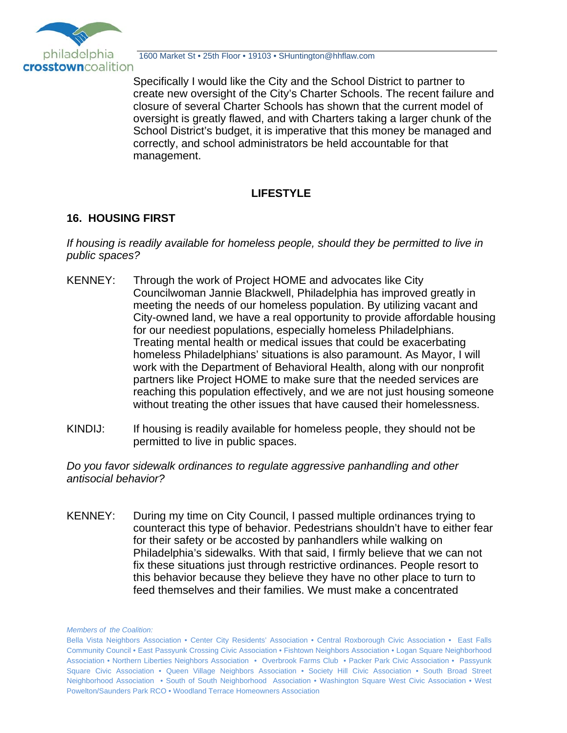Specifically I would like the City and the School District to partner to create new oversight of the City's Charter Schools. The recent failure and closure of several Charter Schools has shown that the current model of oversight is greatly flawed, and with Charters taking a larger chunk of the School District's budget, it is imperative that this money be managed and correctly, and school administrators be held accountable for that management.

## LIFESTYLE

### 16. HOUSING FIRST

*If housing is readily available for homeless people, should they be permitted to live in public spaces?*

KENNEY: Through the work of Project HOME and advocates like City Councilwoman Jannie Blackwell, Philadelphia has improved greatly in meeting the needs of our homeless population. By utilizing vacant and City-owned land, we have a real opportunity to provide affordable housing for our neediest populations, especially homeless Philadelphians. Treating mental health or medical issues that could be exacerbating homeless Philadelphians' situations is also paramount. As Mayor, I will work with the Department of Behavioral Health, along with our nonprofit partners like Project HOME to make sure that the needed services are reaching this population effectively, and we are not just housing someone without treating the other issues that have caused their homelessness.

KINDIJ: If housing is readily available for homeless people, they should not be permitted to live in public spaces.

*Do you favor sidewalk ordinances to regulate aggressive panhandling and other antisocial behavior?*

KENNEY: During my time on City Council, I passed multiple ordinances trying to counteract this type of behavior. Pedestrians shouldn't have to either fear for their safety or be accosted by panhandlers while walking on Philadelphia's sidewalks. With that said, I firmly believe that we can not fix these situations just through restrictive ordinances. People resort to this behavior because they believe they have no other place to turn to feed themselves and their families. We must make a concentrated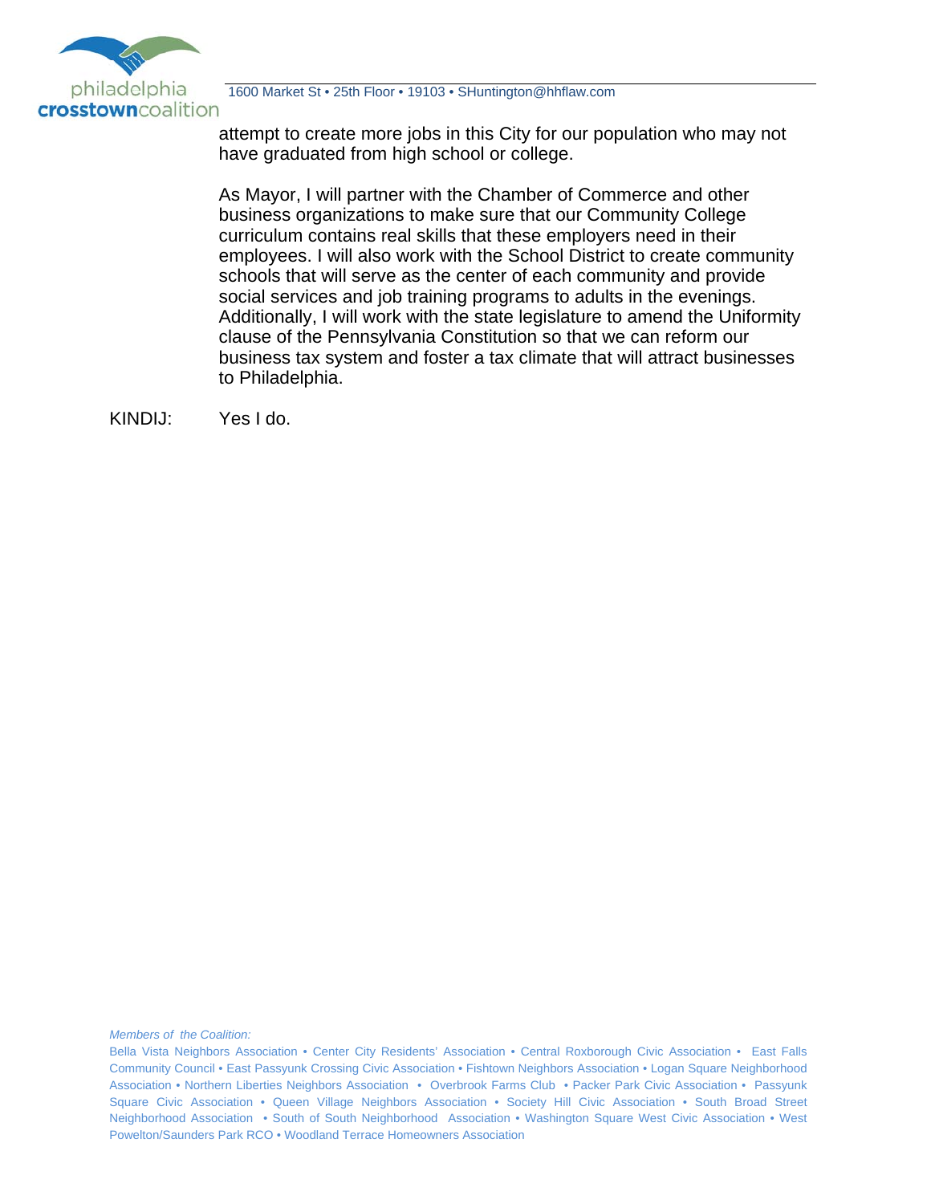attempt to create more jobs in this City for our population who may not have graduated from high school or college.

As Mayor, I will partner with the Chamber of Commerce and other business organizations to make sure that our Community College curriculum contains real skills that these employers need in their employees. I will also work with the School District to create community schools that will serve as the center of each community and provide social services and job training programs to adults in the evenings. Additionally, I will work with the state legislature to amend the Uniformity clause of the Pennsylvania Constitution so that we can reform our business tax system and foster a tax climate that will attract businesses to Philadelphia.

KINDIJ: Yes I do.